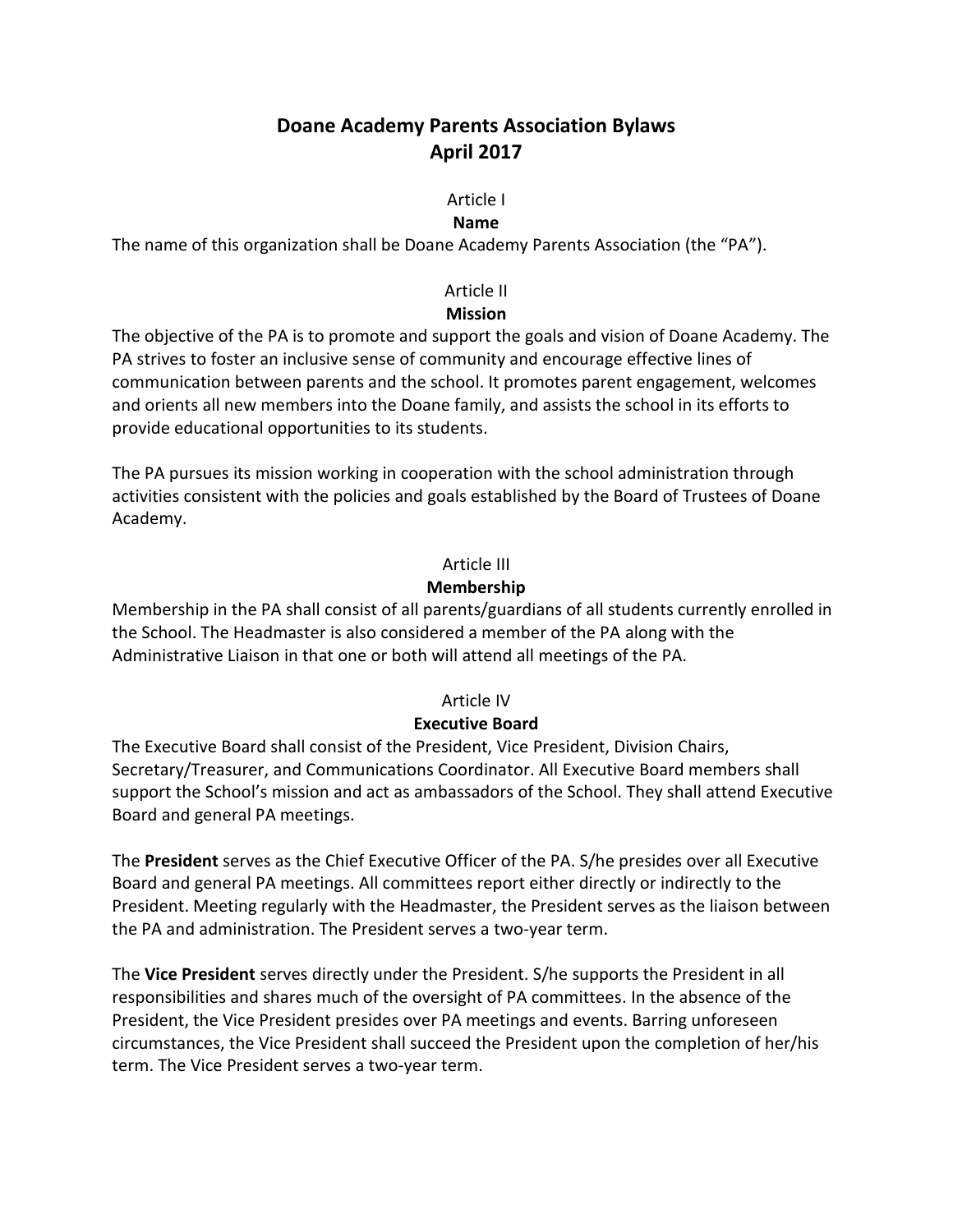# Doane Academy Parents Association Bylaws
# April 2017

## Article I
### Name

The name of this organization shall be Doane Academy Parents Association (the "PA").

## Article II
### Mission

The objective of the PA is to promote and support the goals and vision of Doane Academy. The PA strives to foster an inclusive sense of community and encourage effective lines of communication between parents and the school. It promotes parent engagement, welcomes and orients all new members into the Doane family, and assists the school in its efforts to provide educational opportunities to its students.

The PA pursues its mission working in cooperation with the school administration through activities consistent with the policies and goals established by the Board of Trustees of Doane Academy.

## Article III
### Membership

Membership in the PA shall consist of all parents/guardians of all students currently enrolled in the School. The Headmaster is also considered a member of the PA along with the Administrative Liaison in that one or both will attend all meetings of the PA.

## Article IV
### Executive Board

The Executive Board shall consist of the President, Vice President, Division Chairs, Secretary/Treasurer, and Communications Coordinator. All Executive Board members shall support the School's mission and act as ambassadors of the School. They shall attend Executive Board and general PA meetings.

The **President** serves as the Chief Executive Officer of the PA. S/he presides over all Executive Board and general PA meetings. All committees report either directly or indirectly to the President. Meeting regularly with the Headmaster, the President serves as the liaison between the PA and administration. The President serves a two-year term.

The **Vice President** serves directly under the President. S/he supports the President in all responsibilities and shares much of the oversight of PA committees. In the absence of the President, the Vice President presides over PA meetings and events. Barring unforeseen circumstances, the Vice President shall succeed the President upon the completion of her/his term. The Vice President serves a two-year term.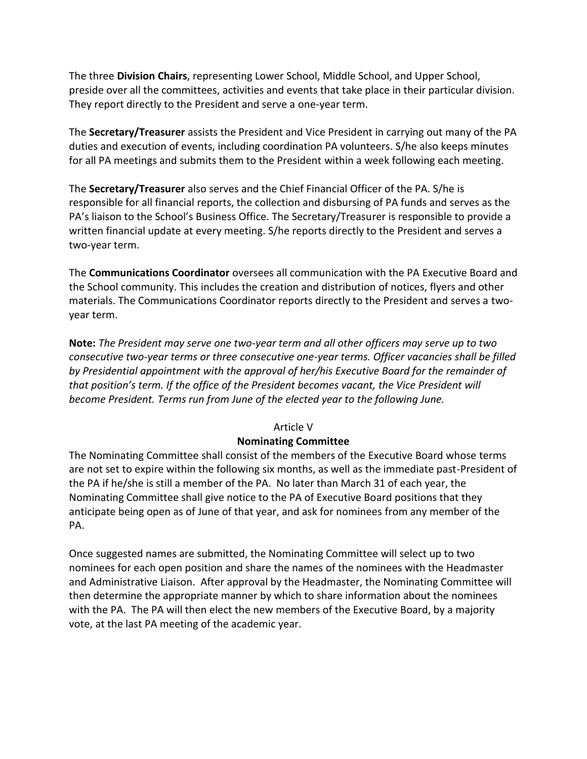The three **Division Chairs**, representing Lower School, Middle School, and Upper School, preside over all the committees, activities and events that take place in their particular division. They report directly to the President and serve a one-year term.

The **Secretary/Treasurer** assists the President and Vice President in carrying out many of the PA duties and execution of events, including coordination PA volunteers. S/he also keeps minutes for all PA meetings and submits them to the President within a week following each meeting.

The **Secretary/Treasurer** also serves and the Chief Financial Officer of the PA. S/he is responsible for all financial reports, the collection and disbursing of PA funds and serves as the PA's liaison to the School's Business Office. The Secretary/Treasurer is responsible to provide a written financial update at every meeting. S/he reports directly to the President and serves a two-year term.

The **Communications Coordinator** oversees all communication with the PA Executive Board and the School community. This includes the creation and distribution of notices, flyers and other materials. The Communications Coordinator reports directly to the President and serves a two-year term.

**Note:** *The President may serve one two-year term and all other officers may serve up to two consecutive two-year terms or three consecutive one-year terms. Officer vacancies shall be filled by Presidential appointment with the approval of her/his Executive Board for the remainder of that position's term. If the office of the President becomes vacant, the Vice President will become President. Terms run from June of the elected year to the following June.*

## Article V
## Nominating Committee

The Nominating Committee shall consist of the members of the Executive Board whose terms are not set to expire within the following six months, as well as the immediate past-President of the PA if he/she is still a member of the PA. No later than March 31 of each year, the Nominating Committee shall give notice to the PA of Executive Board positions that they anticipate being open as of June of that year, and ask for nominees from any member of the PA.

Once suggested names are submitted, the Nominating Committee will select up to two nominees for each open position and share the names of the nominees with the Headmaster and Administrative Liaison. After approval by the Headmaster, the Nominating Committee will then determine the appropriate manner by which to share information about the nominees with the PA. The PA will then elect the new members of the Executive Board, by a majority vote, at the last PA meeting of the academic year.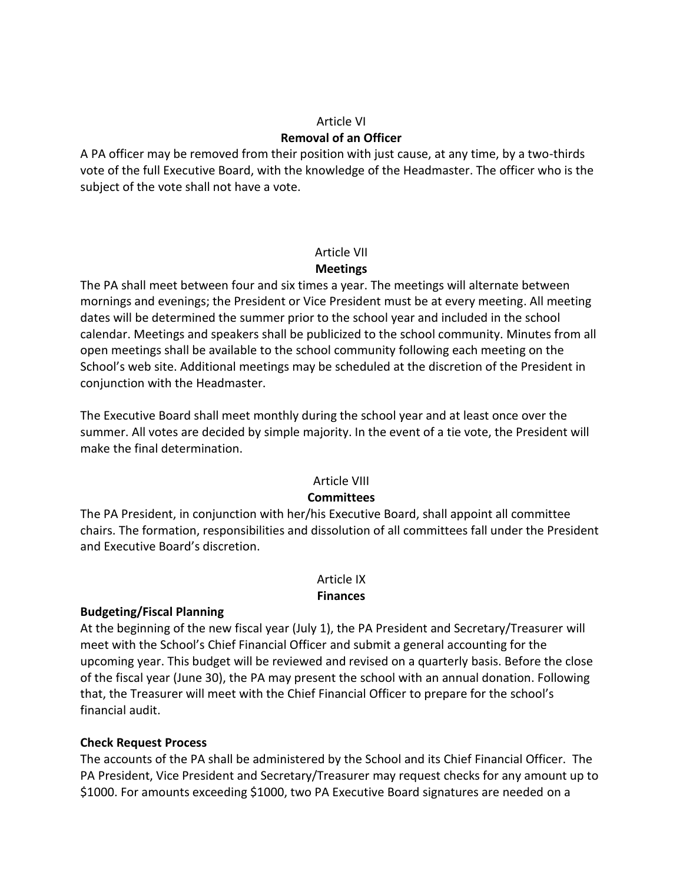## Article VI

### Removal of an Officer

A PA officer may be removed from their position with just cause, at any time, by a two-thirds vote of the full Executive Board, with the knowledge of the Headmaster. The officer who is the subject of the vote shall not have a vote.

## Article VII

### Meetings

The PA shall meet between four and six times a year. The meetings will alternate between mornings and evenings; the President or Vice President must be at every meeting. All meeting dates will be determined the summer prior to the school year and included in the school calendar. Meetings and speakers shall be publicized to the school community. Minutes from all open meetings shall be available to the school community following each meeting on the School's web site. Additional meetings may be scheduled at the discretion of the President in conjunction with the Headmaster.

The Executive Board shall meet monthly during the school year and at least once over the summer. All votes are decided by simple majority. In the event of a tie vote, the President will make the final determination.

## Article VIII

### Committees

The PA President, in conjunction with her/his Executive Board, shall appoint all committee chairs. The formation, responsibilities and dissolution of all committees fall under the President and Executive Board's discretion.

## Article IX

### Finances

**Budgeting/Fiscal Planning**

At the beginning of the new fiscal year (July 1), the PA President and Secretary/Treasurer will meet with the School's Chief Financial Officer and submit a general accounting for the upcoming year. This budget will be reviewed and revised on a quarterly basis. Before the close of the fiscal year (June 30), the PA may present the school with an annual donation. Following that, the Treasurer will meet with the Chief Financial Officer to prepare for the school's financial audit.

**Check Request Process**

The accounts of the PA shall be administered by the School and its Chief Financial Officer. The PA President, Vice President and Secretary/Treasurer may request checks for any amount up to $1000. For amounts exceeding $1000, two PA Executive Board signatures are needed on a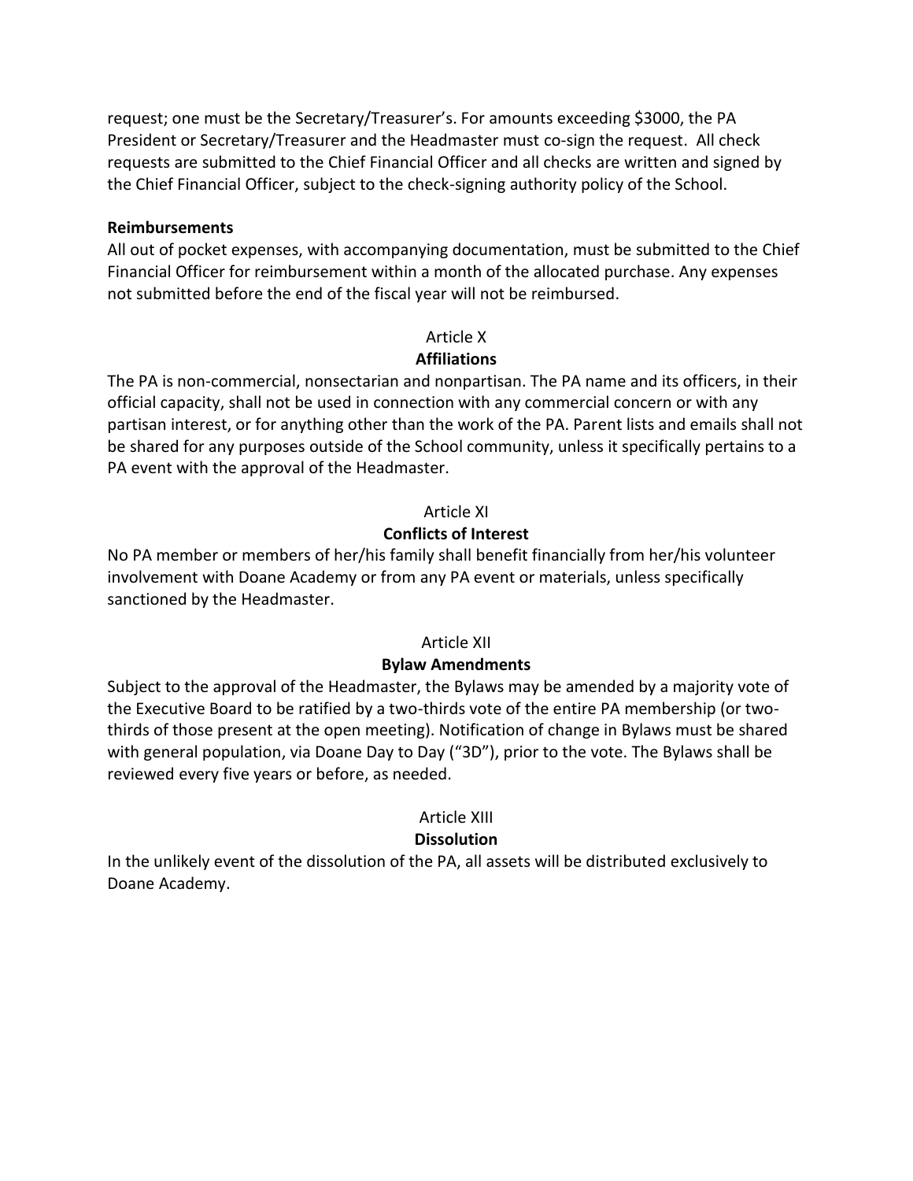request; one must be the Secretary/Treasurer's. For amounts exceeding $3000, the PA President or Secretary/Treasurer and the Headmaster must co-sign the request. All check requests are submitted to the Chief Financial Officer and all checks are written and signed by the Chief Financial Officer, subject to the check-signing authority policy of the School.

**Reimbursements**

All out of pocket expenses, with accompanying documentation, must be submitted to the Chief Financial Officer for reimbursement within a month of the allocated purchase. Any expenses not submitted before the end of the fiscal year will not be reimbursed.

## Article X

### Affiliations

The PA is non-commercial, nonsectarian and nonpartisan. The PA name and its officers, in their official capacity, shall not be used in connection with any commercial concern or with any partisan interest, or for anything other than the work of the PA. Parent lists and emails shall not be shared for any purposes outside of the School community, unless it specifically pertains to a PA event with the approval of the Headmaster.

## Article XI

### Conflicts of Interest

No PA member or members of her/his family shall benefit financially from her/his volunteer involvement with Doane Academy or from any PA event or materials, unless specifically sanctioned by the Headmaster.

## Article XII

### Bylaw Amendments

Subject to the approval of the Headmaster, the Bylaws may be amended by a majority vote of the Executive Board to be ratified by a two-thirds vote of the entire PA membership (or two-thirds of those present at the open meeting). Notification of change in Bylaws must be shared with general population, via Doane Day to Day ("3D"), prior to the vote. The Bylaws shall be reviewed every five years or before, as needed.

## Article XIII

### Dissolution

In the unlikely event of the dissolution of the PA, all assets will be distributed exclusively to Doane Academy.